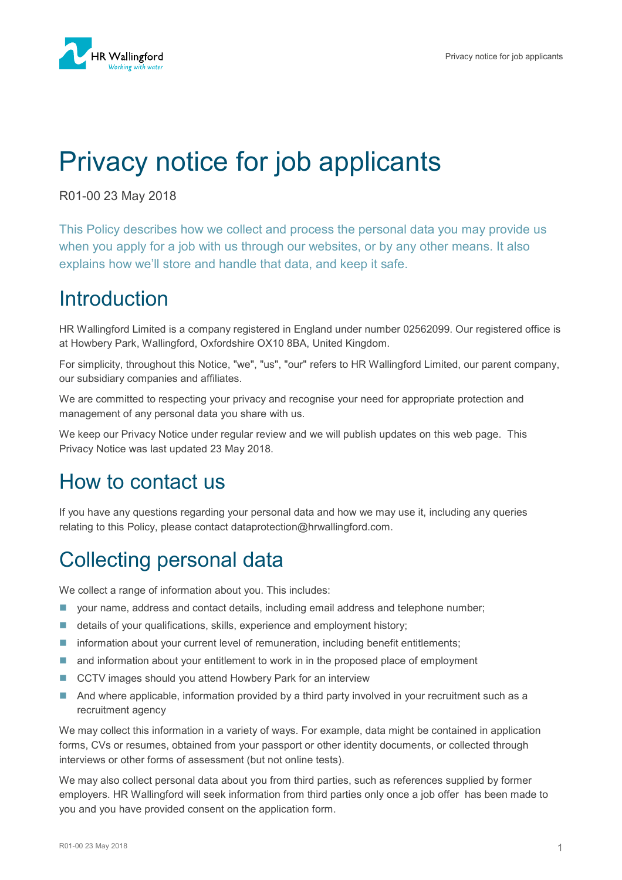# Privacy notice for job applicants

R01-00 23 May 2018

This Policy describes how we collect and process the personal data you may provide us when you apply for a job with us through our websites, or by any other means. It also explains how we'll store and handle that data, and keep it safe.

## Introduction

HR Wallingford Limited is a company registered in England under number 02562099. Our registered office is at Howbery Park, Wallingford, Oxfordshire OX10 8BA, United Kingdom.

For simplicity, throughout this Notice, "we", "us", "our" refers to HR Wallingford Limited, our parent company, our subsidiary companies and affiliates.

We are committed to respecting your privacy and recognise your need for appropriate protection and management of any personal data you share with us.

We keep our Privacy Notice under regular review and we will publish updates on this web page. This Privacy Notice was last updated 23 May 2018.

## How to contact us

If you have any questions regarding your personal data and how we may use it, including any queries relating to this Policy, please contact dataprotection@hrwallingford.com.

## Collecting personal data

We collect a range of information about you. This includes:

- your name, address and contact details, including email address and telephone number;
- details of your qualifications, skills, experience and employment history;
- information about your current level of remuneration, including benefit entitlements;
- and information about your entitlement to work in in the proposed place of employment
- CCTV images should you attend Howbery Park for an interview
- And where applicable, information provided by a third party involved in your recruitment such as a recruitment agency

We may collect this information in a variety of ways. For example, data might be contained in application forms, CVs or resumes, obtained from your passport or other identity documents, or collected through interviews or other forms of assessment (but not online tests).

We may also collect personal data about you from third parties, such as references supplied by former employers. HR Wallingford will seek information from third parties only once a job offer has been made to you and you have provided consent on the application form.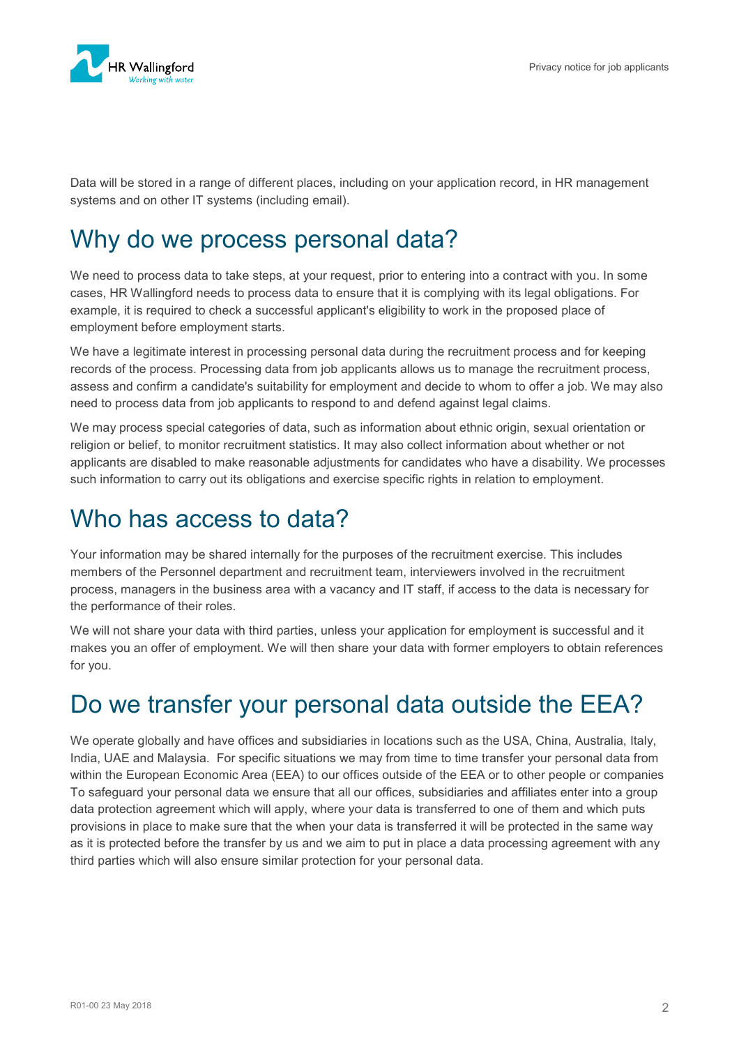Data will be stored in a range of different places, including on your application record, in HR management systems and on other IT systems (including email).

# Why do we process personal data?

We need to process data to take steps, at your request, prior to entering into a contract with you. In some cases, HR Wallingford needs to process data to ensure that it is complying with its legal obligations. For example, it is required to check a successful applicant's eligibility to work in the proposed place of employment before employment starts.

We have a legitimate interest in processing personal data during the recruitment process and for keeping records of the process. Processing data from job applicants allows us to manage the recruitment process, assess and confirm a candidate's suitability for employment and decide to whom to offer a job. We may also need to process data from job applicants to respond to and defend against legal claims.

We may process special categories of data, such as information about ethnic origin, sexual orientation or religion or belief, to monitor recruitment statistics. It may also collect information about whether or not applicants are disabled to make reasonable adjustments for candidates who have a disability. We processes such information to carry out its obligations and exercise specific rights in relation to employment.

# Who has access to data?

Your information may be shared internally for the purposes of the recruitment exercise. This includes members of the Personnel department and recruitment team, interviewers involved in the recruitment process, managers in the business area with a vacancy and IT staff, if access to the data is necessary for the performance of their roles.

We will not share your data with third parties, unless your application for employment is successful and it makes you an offer of employment. We will then share your data with former employers to obtain references for you.

# Do we transfer your personal data outside the EEA?

We operate globally and have offices and subsidiaries in locations such as the USA, China, Australia, Italy, India, UAE and Malaysia. For specific situations we may from time to time transfer your personal data from within the European Economic Area (EEA) to our offices outside of the EEA or to other people or companies To safeguard your personal data we ensure that all our offices, subsidiaries and affiliates enter into a group data protection agreement which will apply, where your data is transferred to one of them and which puts provisions in place to make sure that the when your data is transferred it will be protected in the same way as it is protected before the transfer by us and we aim to put in place a data processing agreement with any third parties which will also ensure similar protection for your personal data.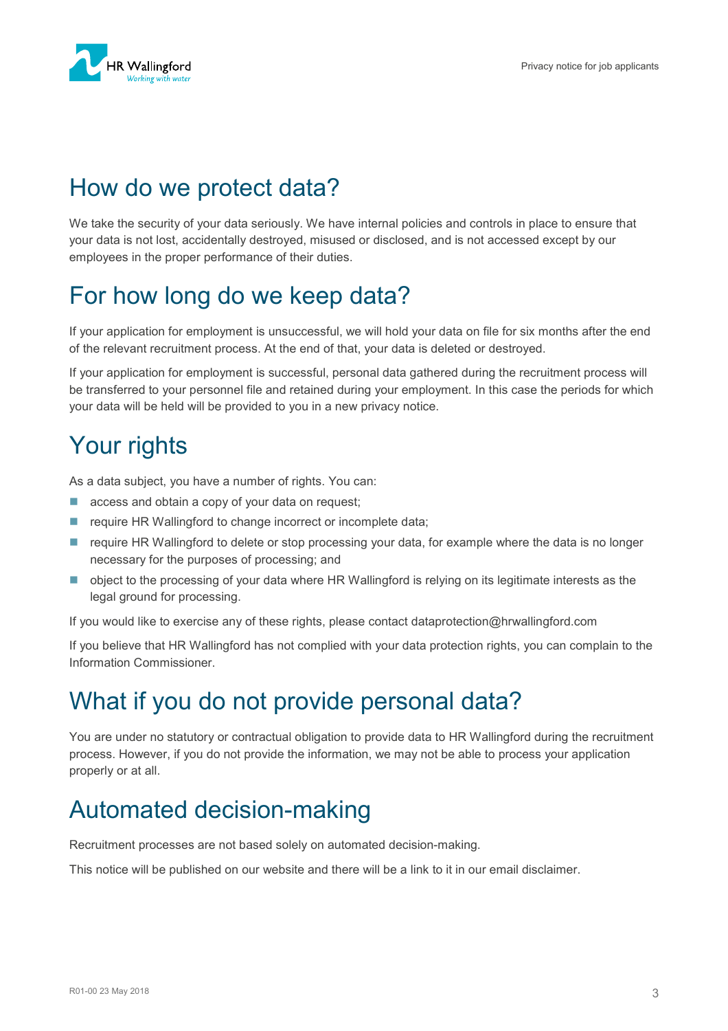## How do we protect data?

We take the security of your data seriously. We have internal policies and controls in place to ensure that your data is not lost, accidentally destroyed, misused or disclosed, and is not accessed except by our employees in the proper performance of their duties.

## For how long do we keep data?

If your application for employment is unsuccessful, we will hold your data on file for six months after the end of the relevant recruitment process. At the end of that, your data is deleted or destroyed.

If your application for employment is successful, personal data gathered during the recruitment process will be transferred to your personnel file and retained during your employment. In this case the periods for which your data will be held will be provided to you in a new privacy notice.

## Your rights

As a data subject, you have a number of rights. You can:

- access and obtain a copy of your data on request;
- require HR Wallingford to change incorrect or incomplete data;
- require HR Wallingford to delete or stop processing your data, for example where the data is no longer necessary for the purposes of processing; and
- object to the processing of your data where HR Wallingford is relying on its legitimate interests as the legal ground for processing.

If you would like to exercise any of these rights, please contact dataprotection@hrwallingford.com

If you believe that HR Wallingford has not complied with your data protection rights, you can complain to the Information Commissioner.

## What if you do not provide personal data?

You are under no statutory or contractual obligation to provide data to HR Wallingford during the recruitment process. However, if you do not provide the information, we may not be able to process your application properly or at all.

## Automated decision-making

Recruitment processes are not based solely on automated decision-making.

This notice will be published on our website and there will be a link to it in our email disclaimer.